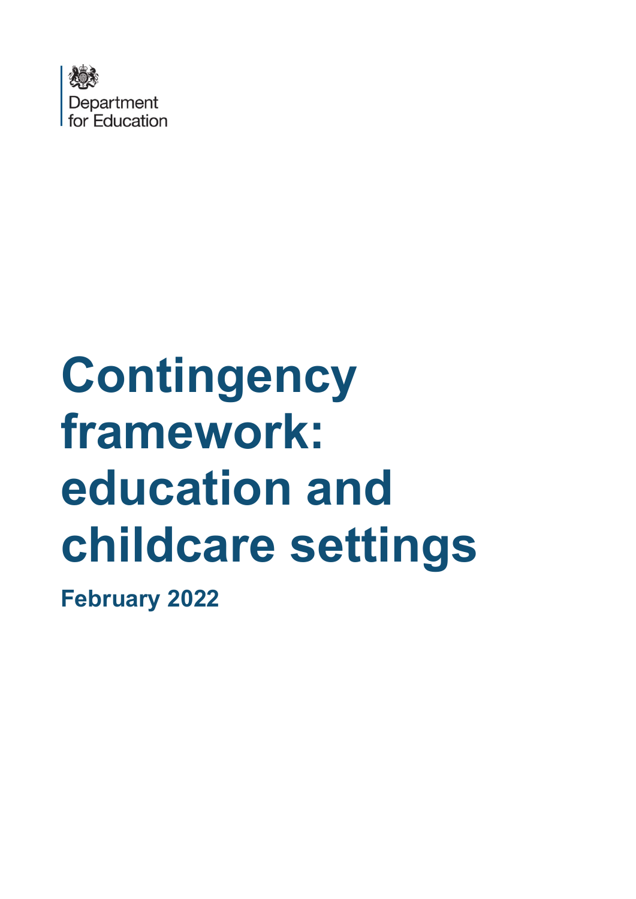Department
for Education

# Contingency framework: education and childcare settings

**February 2022**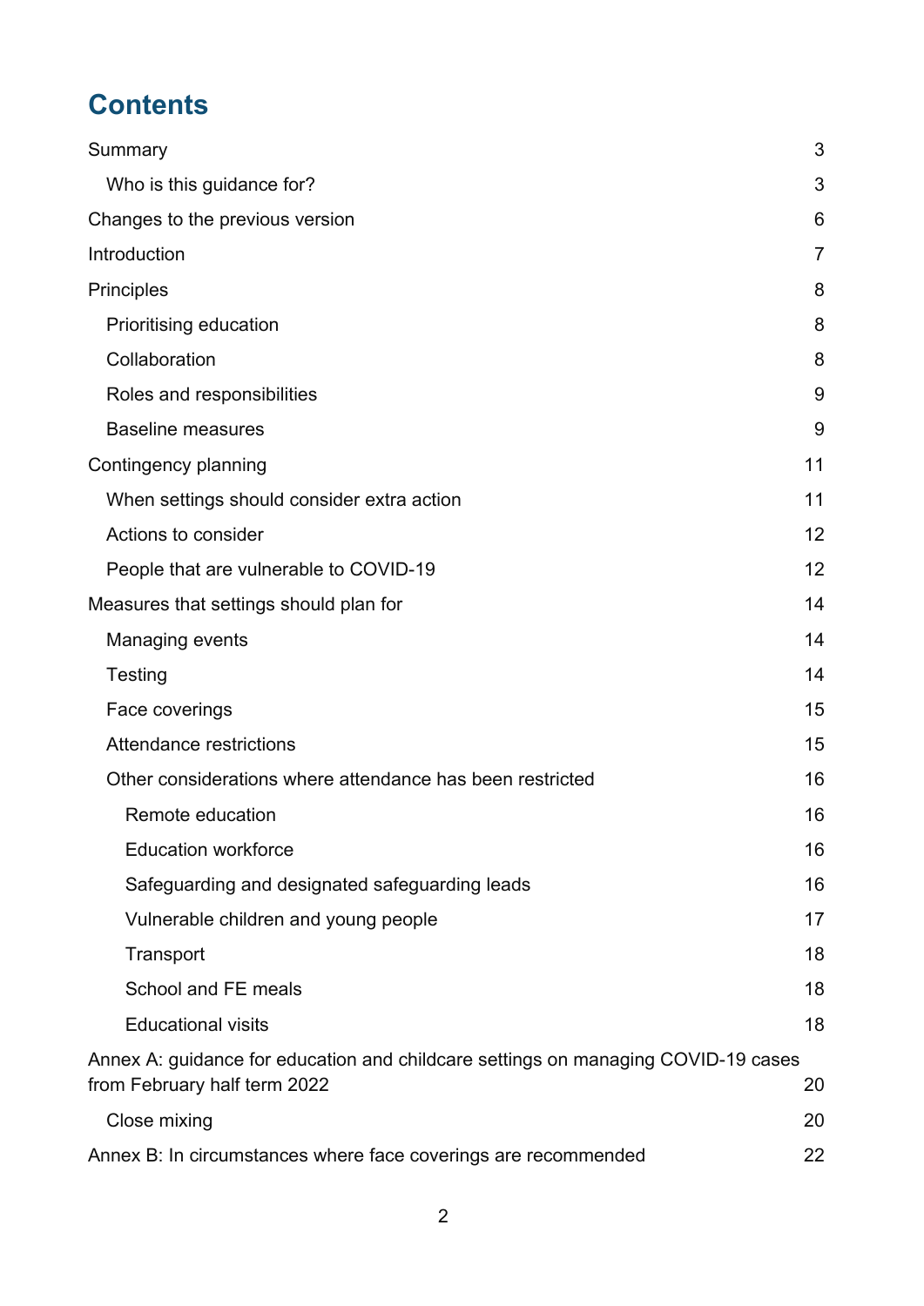# Contents

Summary 3

- Who is this guidance for? 3

Changes to the previous version 6

Introduction 7

Principles 8

- Prioritising education 8
- Collaboration 8
- Roles and responsibilities 9
- Baseline measures 9

Contingency planning 11

- When settings should consider extra action 11
- Actions to consider 12
- People that are vulnerable to COVID-19 12

Measures that settings should plan for 14

- Managing events 14
- Testing 14
- Face coverings 15
- Attendance restrictions 15
- Other considerations where attendance has been restricted 16
  - Remote education 16
  - Education workforce 16
  - Safeguarding and designated safeguarding leads 16
  - Vulnerable children and young people 17
  - Transport 18
  - School and FE meals 18
  - Educational visits 18

Annex A: guidance for education and childcare settings on managing COVID-19 cases from February half term 2022 20

- Close mixing 20

Annex B: In circumstances where face coverings are recommended 22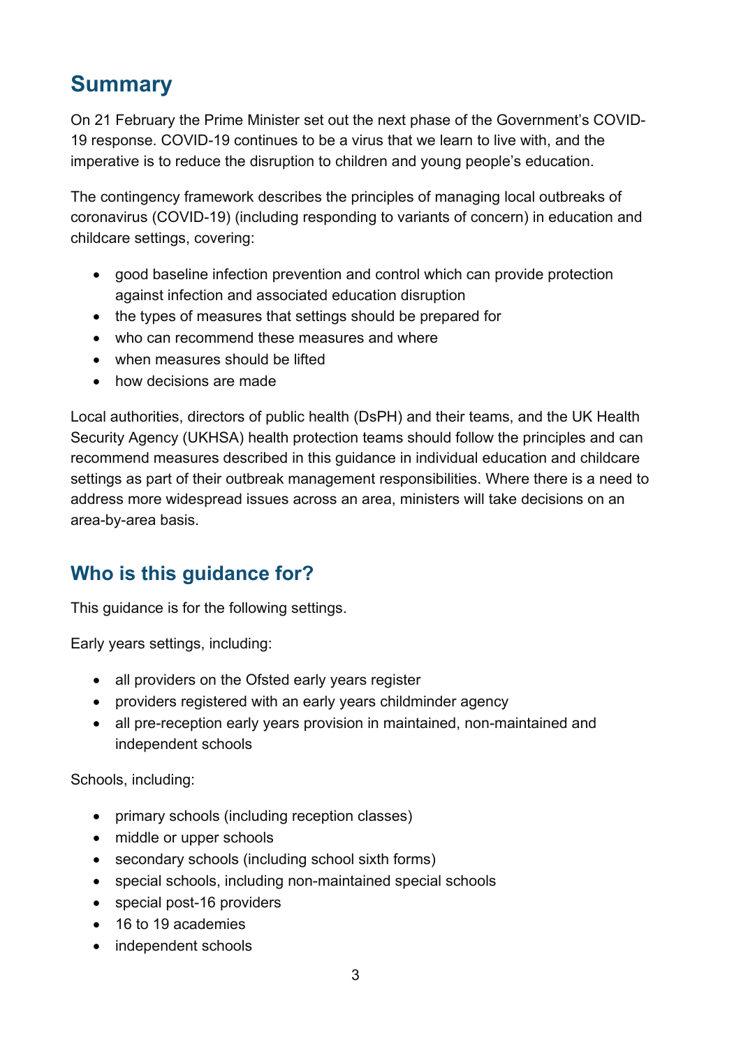## Summary

On 21 February the Prime Minister set out the next phase of the Government's COVID-19 response. COVID-19 continues to be a virus that we learn to live with, and the imperative is to reduce the disruption to children and young people's education.

The contingency framework describes the principles of managing local outbreaks of coronavirus (COVID-19) (including responding to variants of concern) in education and childcare settings, covering:

- good baseline infection prevention and control which can provide protection against infection and associated education disruption
- the types of measures that settings should be prepared for
- who can recommend these measures and where
- when measures should be lifted
- how decisions are made

Local authorities, directors of public health (DsPH) and their teams, and the UK Health Security Agency (UKHSA) health protection teams should follow the principles and can recommend measures described in this guidance in individual education and childcare settings as part of their outbreak management responsibilities. Where there is a need to address more widespread issues across an area, ministers will take decisions on an area-by-area basis.

## Who is this guidance for?

This guidance is for the following settings.

Early years settings, including:

- all providers on the Ofsted early years register
- providers registered with an early years childminder agency
- all pre-reception early years provision in maintained, non-maintained and independent schools

Schools, including:

- primary schools (including reception classes)
- middle or upper schools
- secondary schools (including school sixth forms)
- special schools, including non-maintained special schools
- special post-16 providers
- 16 to 19 academies
- independent schools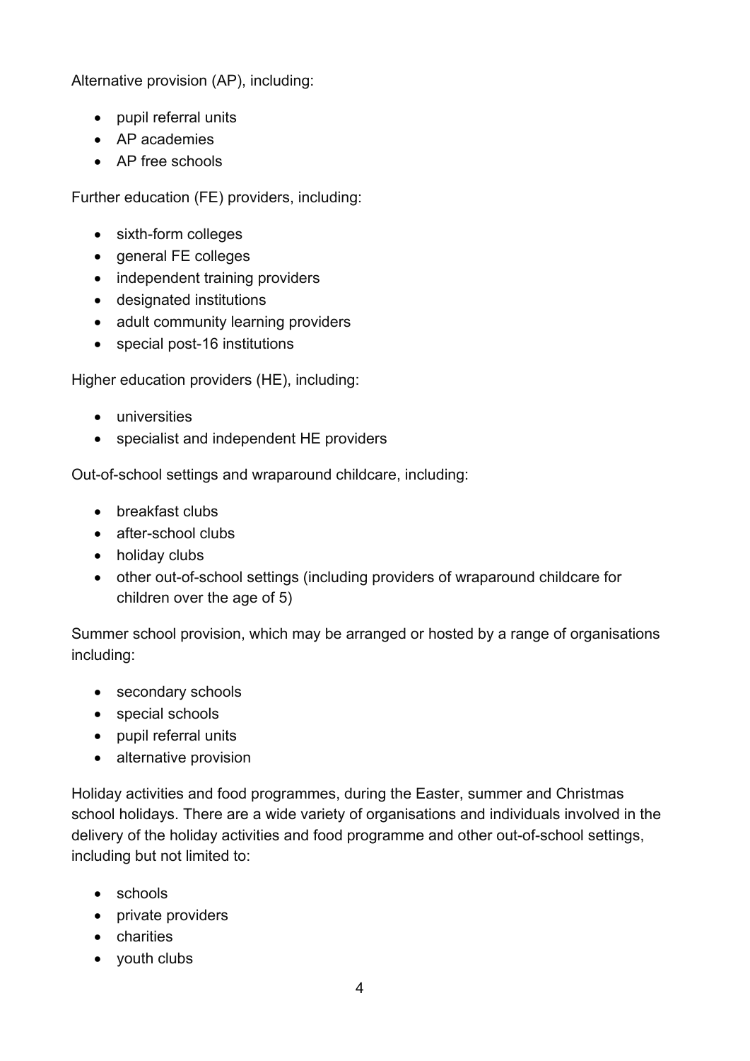Alternative provision (AP), including:

- pupil referral units
- AP academies
- AP free schools

Further education (FE) providers, including:

- sixth-form colleges
- general FE colleges
- independent training providers
- designated institutions
- adult community learning providers
- special post-16 institutions

Higher education providers (HE), including:

- universities
- specialist and independent HE providers

Out-of-school settings and wraparound childcare, including:

- breakfast clubs
- after-school clubs
- holiday clubs
- other out-of-school settings (including providers of wraparound childcare for children over the age of 5)

Summer school provision, which may be arranged or hosted by a range of organisations including:

- secondary schools
- special schools
- pupil referral units
- alternative provision

Holiday activities and food programmes, during the Easter, summer and Christmas school holidays. There are a wide variety of organisations and individuals involved in the delivery of the holiday activities and food programme and other out-of-school settings, including but not limited to:

- schools
- private providers
- charities
- youth clubs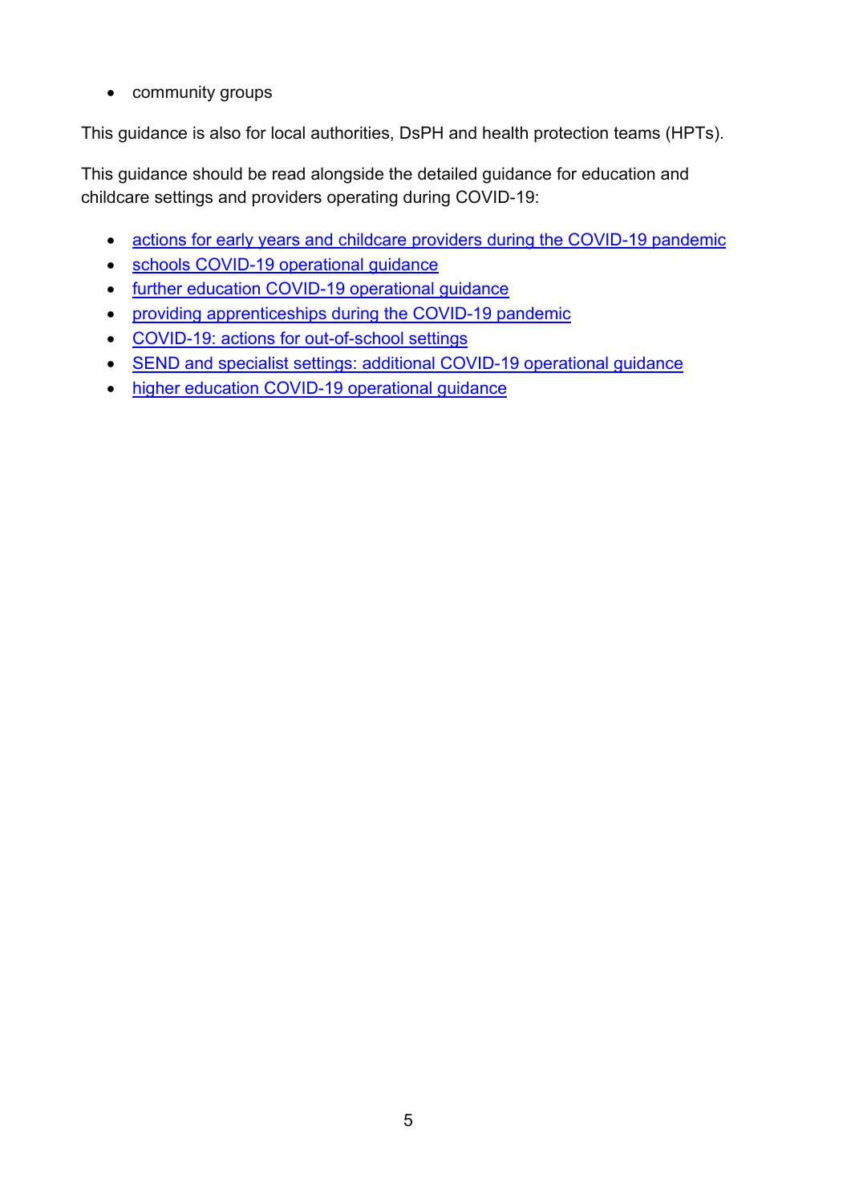- community groups

This guidance is also for local authorities, DsPH and health protection teams (HPTs).

This guidance should be read alongside the detailed guidance for education and childcare settings and providers operating during COVID-19:

- actions for early years and childcare providers during the COVID-19 pandemic
- schools COVID-19 operational guidance
- further education COVID-19 operational guidance
- providing apprenticeships during the COVID-19 pandemic
- COVID-19: actions for out-of-school settings
- SEND and specialist settings: additional COVID-19 operational guidance
- higher education COVID-19 operational guidance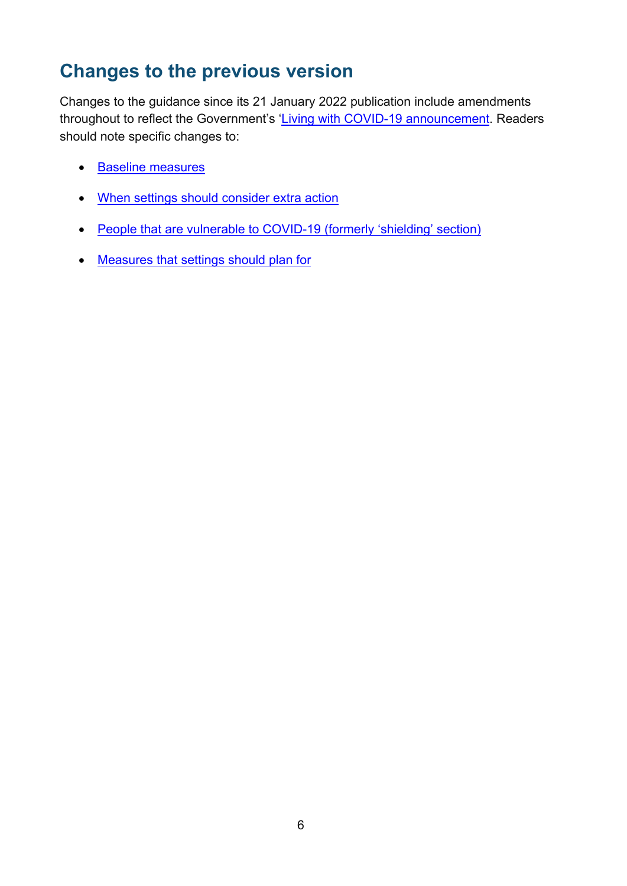## Changes to the previous version

Changes to the guidance since its 21 January 2022 publication include amendments throughout to reflect the Government's '[Living with COVID-19 announcement](). Readers should note specific changes to:

- [Baseline measures]()
- [When settings should consider extra action]()
- [People that are vulnerable to COVID-19 (formerly 'shielding' section)]()
- [Measures that settings should plan for]()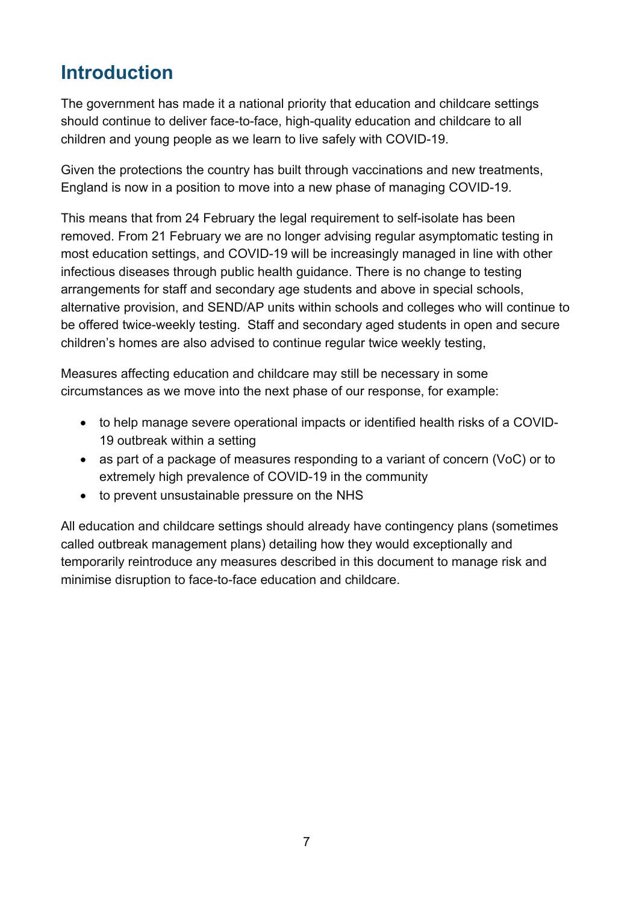## Introduction

The government has made it a national priority that education and childcare settings should continue to deliver face-to-face, high-quality education and childcare to all children and young people as we learn to live safely with COVID-19.

Given the protections the country has built through vaccinations and new treatments, England is now in a position to move into a new phase of managing COVID-19.

This means that from 24 February the legal requirement to self-isolate has been removed. From 21 February we are no longer advising regular asymptomatic testing in most education settings, and COVID-19 will be increasingly managed in line with other infectious diseases through public health guidance. There is no change to testing arrangements for staff and secondary age students and above in special schools, alternative provision, and SEND/AP units within schools and colleges who will continue to be offered twice-weekly testing. Staff and secondary aged students in open and secure children's homes are also advised to continue regular twice weekly testing,

Measures affecting education and childcare may still be necessary in some circumstances as we move into the next phase of our response, for example:

- to help manage severe operational impacts or identified health risks of a COVID-19 outbreak within a setting
- as part of a package of measures responding to a variant of concern (VoC) or to extremely high prevalence of COVID-19 in the community
- to prevent unsustainable pressure on the NHS

All education and childcare settings should already have contingency plans (sometimes called outbreak management plans) detailing how they would exceptionally and temporarily reintroduce any measures described in this document to manage risk and minimise disruption to face-to-face education and childcare.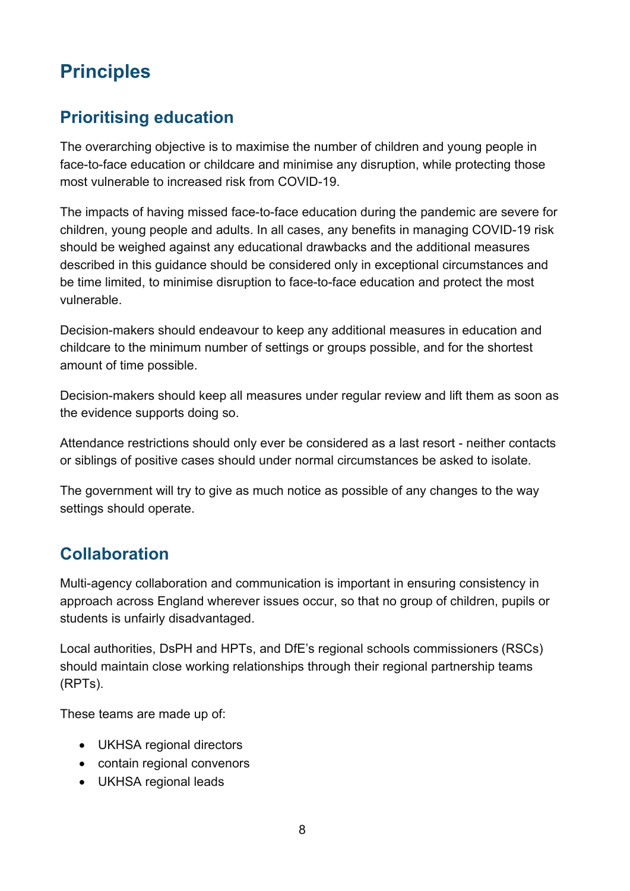# Principles

## Prioritising education

The overarching objective is to maximise the number of children and young people in face-to-face education or childcare and minimise any disruption, while protecting those most vulnerable to increased risk from COVID-19.

The impacts of having missed face-to-face education during the pandemic are severe for children, young people and adults. In all cases, any benefits in managing COVID-19 risk should be weighed against any educational drawbacks and the additional measures described in this guidance should be considered only in exceptional circumstances and be time limited, to minimise disruption to face-to-face education and protect the most vulnerable.

Decision-makers should endeavour to keep any additional measures in education and childcare to the minimum number of settings or groups possible, and for the shortest amount of time possible.

Decision-makers should keep all measures under regular review and lift them as soon as the evidence supports doing so.

Attendance restrictions should only ever be considered as a last resort - neither contacts or siblings of positive cases should under normal circumstances be asked to isolate.

The government will try to give as much notice as possible of any changes to the way settings should operate.

## Collaboration

Multi-agency collaboration and communication is important in ensuring consistency in approach across England wherever issues occur, so that no group of children, pupils or students is unfairly disadvantaged.

Local authorities, DsPH and HPTs, and DfE's regional schools commissioners (RSCs) should maintain close working relationships through their regional partnership teams (RPTs).

These teams are made up of:

- UKHSA regional directors
- contain regional convenors
- UKHSA regional leads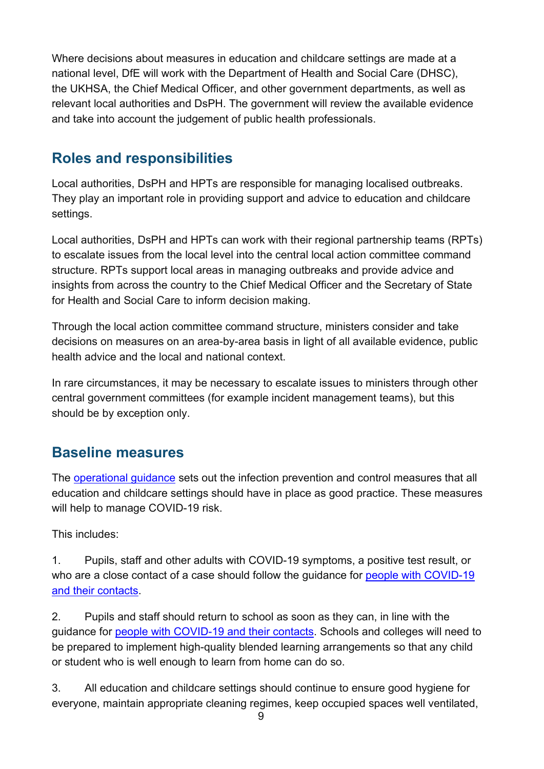Where decisions about measures in education and childcare settings are made at a national level, DfE will work with the Department of Health and Social Care (DHSC), the UKHSA, the Chief Medical Officer, and other government departments, as well as relevant local authorities and DsPH. The government will review the available evidence and take into account the judgement of public health professionals.

## Roles and responsibilities

Local authorities, DsPH and HPTs are responsible for managing localised outbreaks. They play an important role in providing support and advice to education and childcare settings.

Local authorities, DsPH and HPTs can work with their regional partnership teams (RPTs) to escalate issues from the local level into the central local action committee command structure. RPTs support local areas in managing outbreaks and provide advice and insights from across the country to the Chief Medical Officer and the Secretary of State for Health and Social Care to inform decision making.

Through the local action committee command structure, ministers consider and take decisions on measures on an area-by-area basis in light of all available evidence, public health advice and the local and national context.

In rare circumstances, it may be necessary to escalate issues to ministers through other central government committees (for example incident management teams), but this should be by exception only.

## Baseline measures

The operational guidance sets out the infection prevention and control measures that all education and childcare settings should have in place as good practice. These measures will help to manage COVID-19 risk.

This includes:

1. Pupils, staff and other adults with COVID-19 symptoms, a positive test result, or who are a close contact of a case should follow the guidance for people with COVID-19 and their contacts.

2. Pupils and staff should return to school as soon as they can, in line with the guidance for people with COVID-19 and their contacts. Schools and colleges will need to be prepared to implement high-quality blended learning arrangements so that any child or student who is well enough to learn from home can do so.

3. All education and childcare settings should continue to ensure good hygiene for everyone, maintain appropriate cleaning regimes, keep occupied spaces well ventilated,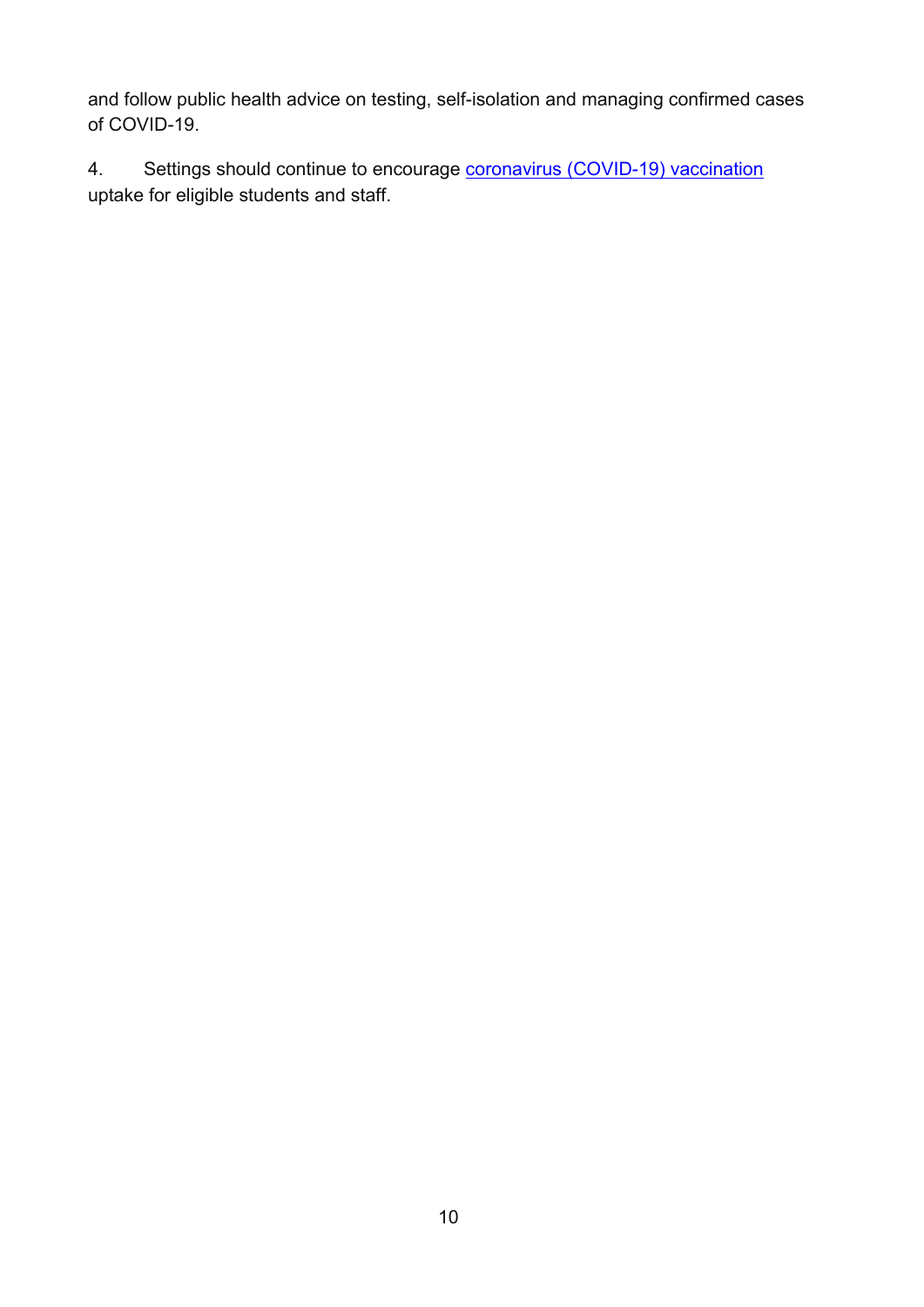and follow public health advice on testing, self-isolation and managing confirmed cases of COVID-19.

4. Settings should continue to encourage coronavirus (COVID-19) vaccination uptake for eligible students and staff.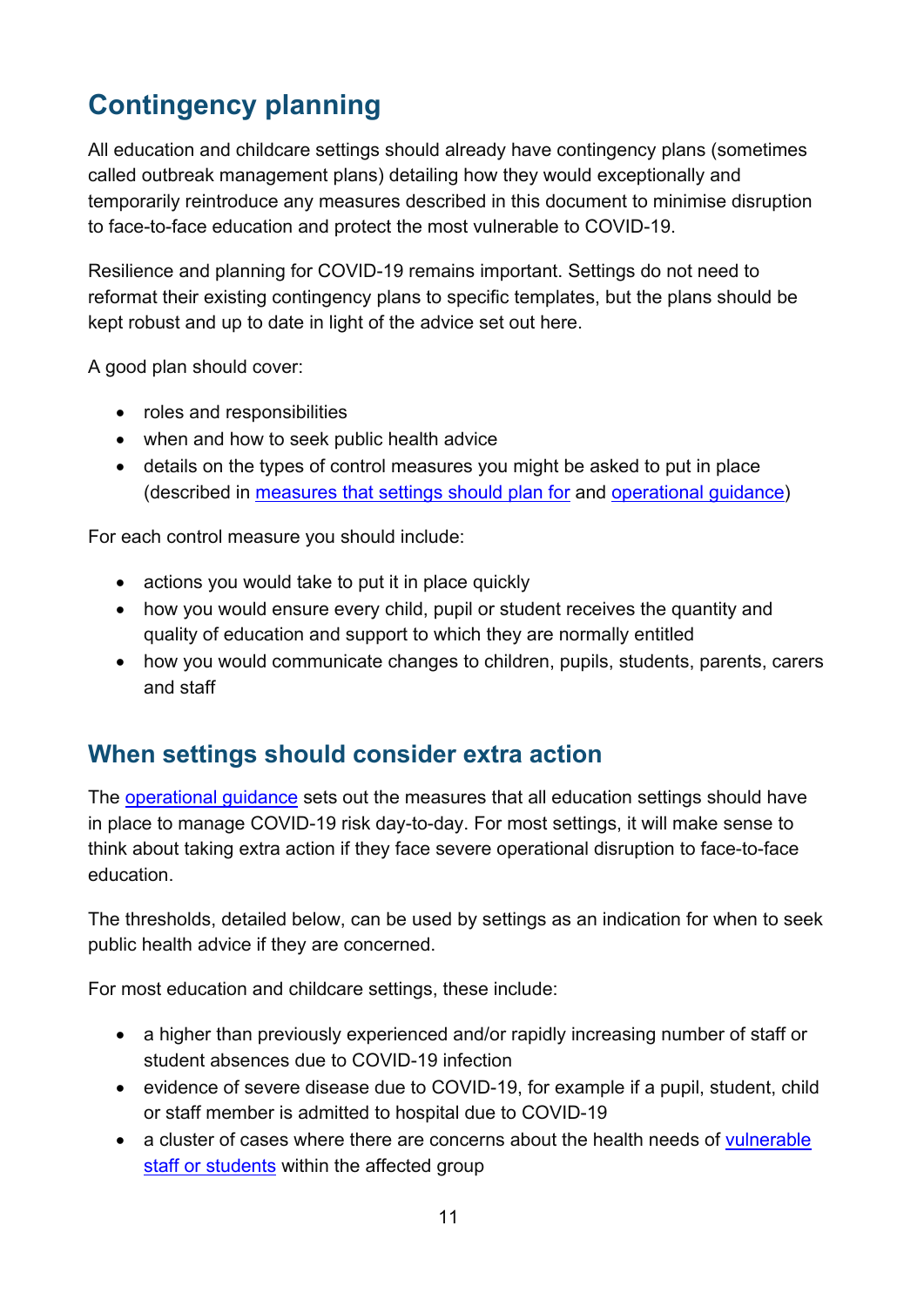## Contingency planning

All education and childcare settings should already have contingency plans (sometimes called outbreak management plans) detailing how they would exceptionally and temporarily reintroduce any measures described in this document to minimise disruption to face-to-face education and protect the most vulnerable to COVID-19.

Resilience and planning for COVID-19 remains important. Settings do not need to reformat their existing contingency plans to specific templates, but the plans should be kept robust and up to date in light of the advice set out here.

A good plan should cover:

- roles and responsibilities
- when and how to seek public health advice
- details on the types of control measures you might be asked to put in place (described in measures that settings should plan for and operational guidance)

For each control measure you should include:

- actions you would take to put it in place quickly
- how you would ensure every child, pupil or student receives the quantity and quality of education and support to which they are normally entitled
- how you would communicate changes to children, pupils, students, parents, carers and staff

### When settings should consider extra action

The operational guidance sets out the measures that all education settings should have in place to manage COVID-19 risk day-to-day. For most settings, it will make sense to think about taking extra action if they face severe operational disruption to face-to-face education.

The thresholds, detailed below, can be used by settings as an indication for when to seek public health advice if they are concerned.

For most education and childcare settings, these include:

- a higher than previously experienced and/or rapidly increasing number of staff or student absences due to COVID-19 infection
- evidence of severe disease due to COVID-19, for example if a pupil, student, child or staff member is admitted to hospital due to COVID-19
- a cluster of cases where there are concerns about the health needs of vulnerable staff or students within the affected group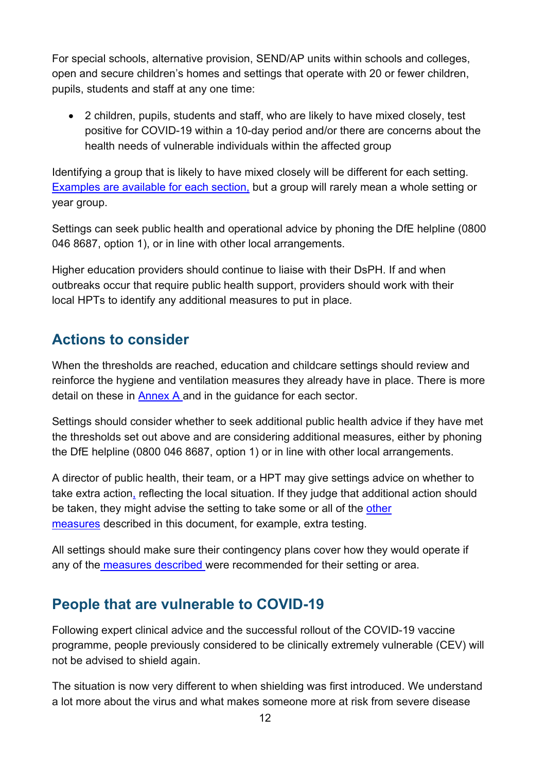For special schools, alternative provision, SEND/AP units within schools and colleges, open and secure children's homes and settings that operate with 20 or fewer children, pupils, students and staff at any one time:

- 2 children, pupils, students and staff, who are likely to have mixed closely, test positive for COVID-19 within a 10-day period and/or there are concerns about the health needs of vulnerable individuals within the affected group

Identifying a group that is likely to have mixed closely will be different for each setting. Examples are available for each section, but a group will rarely mean a whole setting or year group.

Settings can seek public health and operational advice by phoning the DfE helpline (0800 046 8687, option 1), or in line with other local arrangements.

Higher education providers should continue to liaise with their DsPH. If and when outbreaks occur that require public health support, providers should work with their local HPTs to identify any additional measures to put in place.

## Actions to consider

When the thresholds are reached, education and childcare settings should review and reinforce the hygiene and ventilation measures they already have in place. There is more detail on these in Annex A and in the guidance for each sector.

Settings should consider whether to seek additional public health advice if they have met the thresholds set out above and are considering additional measures, either by phoning the DfE helpline (0800 046 8687, option 1) or in line with other local arrangements.

A director of public health, their team, or a HPT may give settings advice on whether to take extra action, reflecting the local situation. If they judge that additional action should be taken, they might advise the setting to take some or all of the other measures described in this document, for example, extra testing.

All settings should make sure their contingency plans cover how they would operate if any of the measures described were recommended for their setting or area.

## People that are vulnerable to COVID-19

Following expert clinical advice and the successful rollout of the COVID-19 vaccine programme, people previously considered to be clinically extremely vulnerable (CEV) will not be advised to shield again.

The situation is now very different to when shielding was first introduced. We understand a lot more about the virus and what makes someone more at risk from severe disease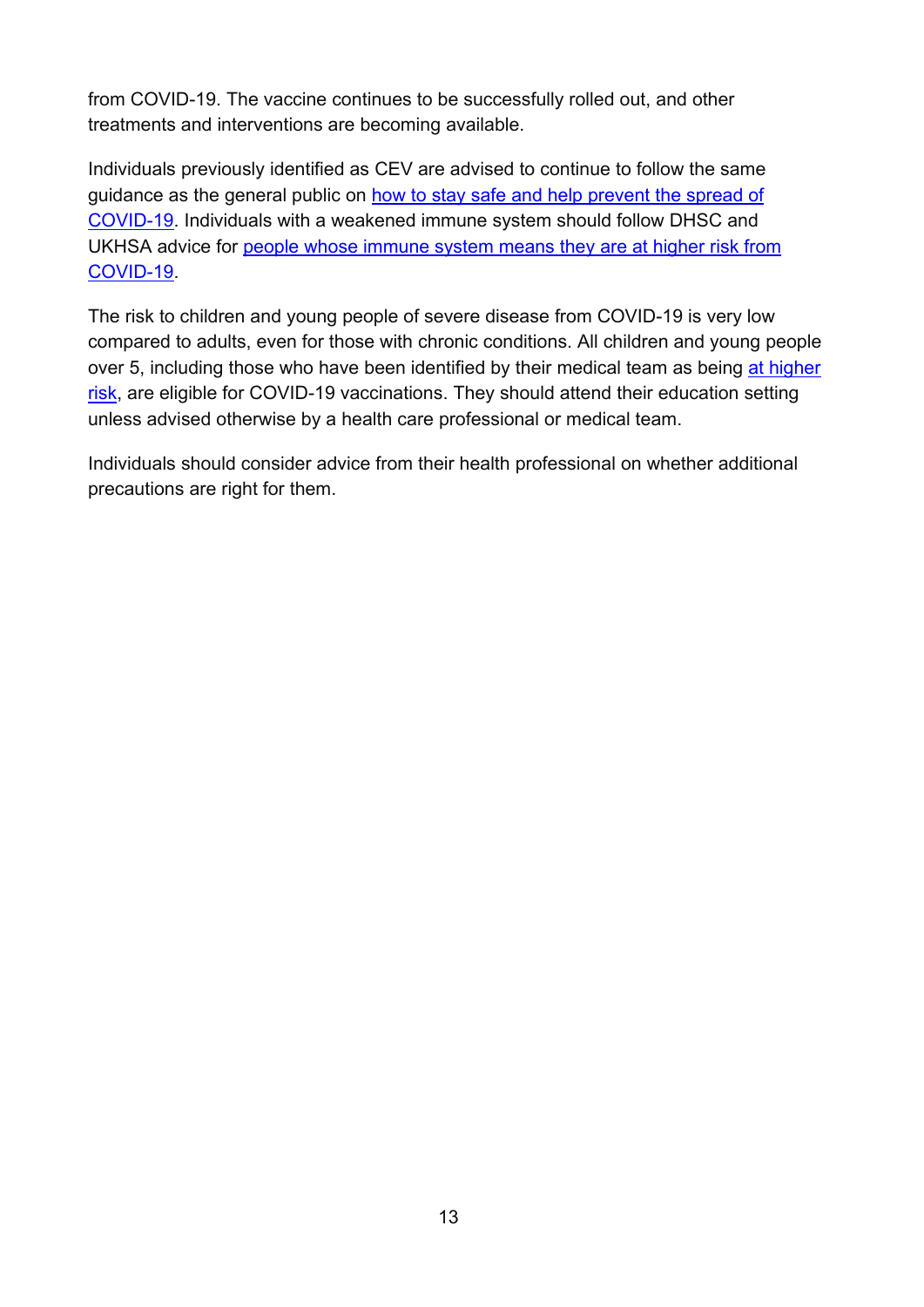from COVID-19. The vaccine continues to be successfully rolled out, and other treatments and interventions are becoming available.

Individuals previously identified as CEV are advised to continue to follow the same guidance as the general public on how to stay safe and help prevent the spread of COVID-19. Individuals with a weakened immune system should follow DHSC and UKHSA advice for people whose immune system means they are at higher risk from COVID-19.

The risk to children and young people of severe disease from COVID-19 is very low compared to adults, even for those with chronic conditions. All children and young people over 5, including those who have been identified by their medical team as being at higher risk, are eligible for COVID-19 vaccinations. They should attend their education setting unless advised otherwise by a health care professional or medical team.

Individuals should consider advice from their health professional on whether additional precautions are right for them.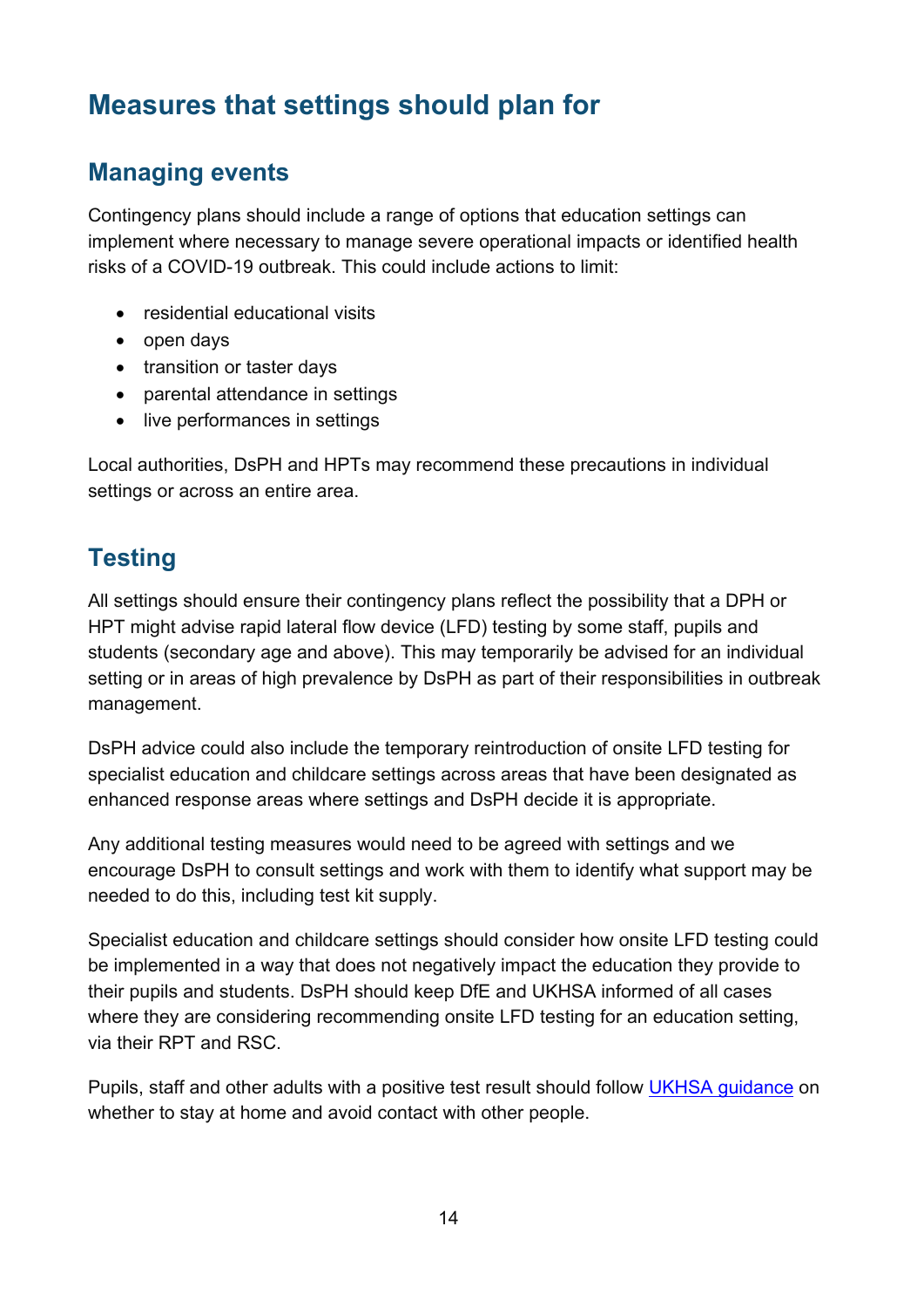# Measures that settings should plan for

## Managing events

Contingency plans should include a range of options that education settings can implement where necessary to manage severe operational impacts or identified health risks of a COVID-19 outbreak. This could include actions to limit:

- residential educational visits
- open days
- transition or taster days
- parental attendance in settings
- live performances in settings

Local authorities, DsPH and HPTs may recommend these precautions in individual settings or across an entire area.

## Testing

All settings should ensure their contingency plans reflect the possibility that a DPH or HPT might advise rapid lateral flow device (LFD) testing by some staff, pupils and students (secondary age and above). This may temporarily be advised for an individual setting or in areas of high prevalence by DsPH as part of their responsibilities in outbreak management.

DsPH advice could also include the temporary reintroduction of onsite LFD testing for specialist education and childcare settings across areas that have been designated as enhanced response areas where settings and DsPH decide it is appropriate.

Any additional testing measures would need to be agreed with settings and we encourage DsPH to consult settings and work with them to identify what support may be needed to do this, including test kit supply.

Specialist education and childcare settings should consider how onsite LFD testing could be implemented in a way that does not negatively impact the education they provide to their pupils and students. DsPH should keep DfE and UKHSA informed of all cases where they are considering recommending onsite LFD testing for an education setting, via their RPT and RSC.

Pupils, staff and other adults with a positive test result should follow UKHSA guidance on whether to stay at home and avoid contact with other people.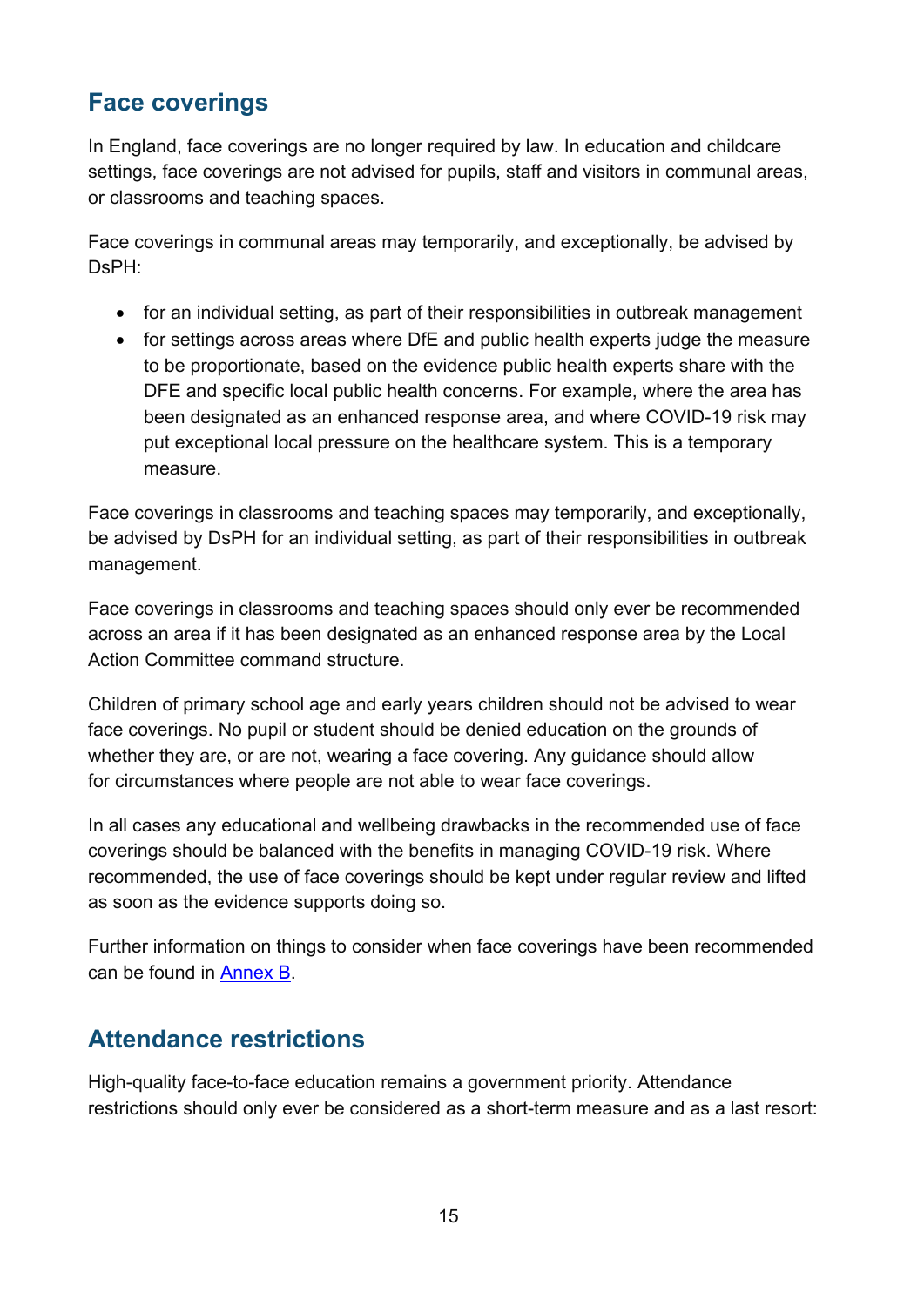## Face coverings

In England, face coverings are no longer required by law. In education and childcare settings, face coverings are not advised for pupils, staff and visitors in communal areas, or classrooms and teaching spaces.

Face coverings in communal areas may temporarily, and exceptionally, be advised by DsPH:

- for an individual setting, as part of their responsibilities in outbreak management
- for settings across areas where DfE and public health experts judge the measure to be proportionate, based on the evidence public health experts share with the DFE and specific local public health concerns. For example, where the area has been designated as an enhanced response area, and where COVID-19 risk may put exceptional local pressure on the healthcare system. This is a temporary measure.

Face coverings in classrooms and teaching spaces may temporarily, and exceptionally, be advised by DsPH for an individual setting, as part of their responsibilities in outbreak management.

Face coverings in classrooms and teaching spaces should only ever be recommended across an area if it has been designated as an enhanced response area by the Local Action Committee command structure.

Children of primary school age and early years children should not be advised to wear face coverings. No pupil or student should be denied education on the grounds of whether they are, or are not, wearing a face covering. Any guidance should allow for circumstances where people are not able to wear face coverings.

In all cases any educational and wellbeing drawbacks in the recommended use of face coverings should be balanced with the benefits in managing COVID-19 risk. Where recommended, the use of face coverings should be kept under regular review and lifted as soon as the evidence supports doing so.

Further information on things to consider when face coverings have been recommended can be found in Annex B.

## Attendance restrictions

High-quality face-to-face education remains a government priority. Attendance restrictions should only ever be considered as a short-term measure and as a last resort: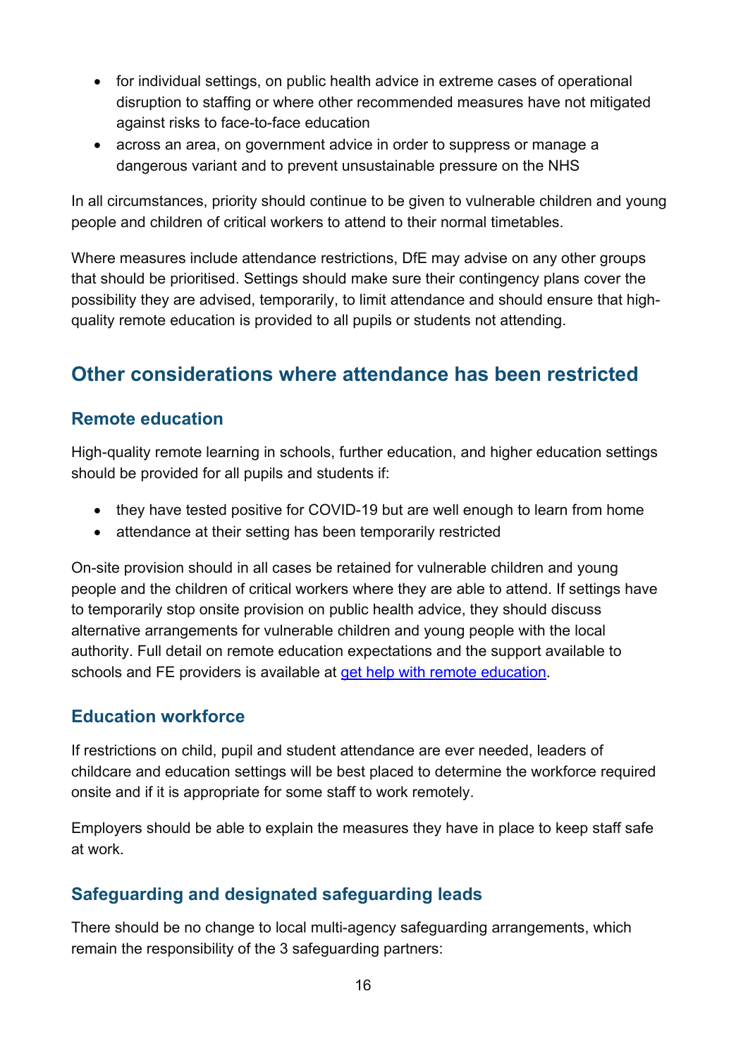- for individual settings, on public health advice in extreme cases of operational disruption to staffing or where other recommended measures have not mitigated against risks to face-to-face education
- across an area, on government advice in order to suppress or manage a dangerous variant and to prevent unsustainable pressure on the NHS

In all circumstances, priority should continue to be given to vulnerable children and young people and children of critical workers to attend to their normal timetables.

Where measures include attendance restrictions, DfE may advise on any other groups that should be prioritised. Settings should make sure their contingency plans cover the possibility they are advised, temporarily, to limit attendance and should ensure that high-quality remote education is provided to all pupils or students not attending.

## Other considerations where attendance has been restricted

### Remote education

High-quality remote learning in schools, further education, and higher education settings should be provided for all pupils and students if:

- they have tested positive for COVID-19 but are well enough to learn from home
- attendance at their setting has been temporarily restricted

On-site provision should in all cases be retained for vulnerable children and young people and the children of critical workers where they are able to attend. If settings have to temporarily stop onsite provision on public health advice, they should discuss alternative arrangements for vulnerable children and young people with the local authority. Full detail on remote education expectations and the support available to schools and FE providers is available at [get help with remote education](#).

### Education workforce

If restrictions on child, pupil and student attendance are ever needed, leaders of childcare and education settings will be best placed to determine the workforce required onsite and if it is appropriate for some staff to work remotely.

Employers should be able to explain the measures they have in place to keep staff safe at work.

### Safeguarding and designated safeguarding leads

There should be no change to local multi-agency safeguarding arrangements, which remain the responsibility of the 3 safeguarding partners: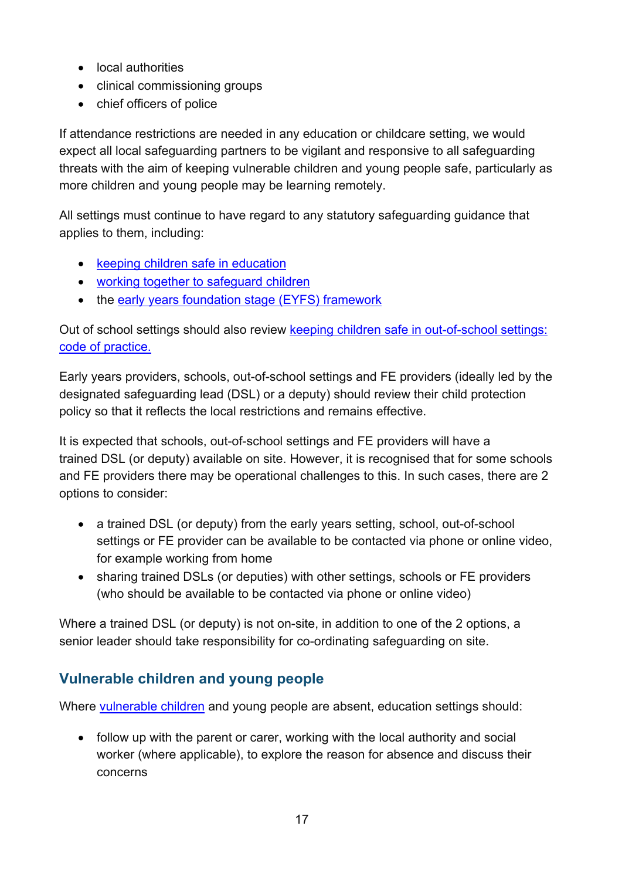- local authorities
- clinical commissioning groups
- chief officers of police

If attendance restrictions are needed in any education or childcare setting, we would expect all local safeguarding partners to be vigilant and responsive to all safeguarding threats with the aim of keeping vulnerable children and young people safe, particularly as more children and young people may be learning remotely.

All settings must continue to have regard to any statutory safeguarding guidance that applies to them, including:

- keeping children safe in education
- working together to safeguard children
- the early years foundation stage (EYFS) framework

Out of school settings should also review keeping children safe in out-of-school settings: code of practice.

Early years providers, schools, out-of-school settings and FE providers (ideally led by the designated safeguarding lead (DSL) or a deputy) should review their child protection policy so that it reflects the local restrictions and remains effective.

It is expected that schools, out-of-school settings and FE providers will have a trained DSL (or deputy) available on site. However, it is recognised that for some schools and FE providers there may be operational challenges to this. In such cases, there are 2 options to consider:

- a trained DSL (or deputy) from the early years setting, school, out-of-school settings or FE provider can be available to be contacted via phone or online video, for example working from home
- sharing trained DSLs (or deputies) with other settings, schools or FE providers (who should be available to be contacted via phone or online video)

Where a trained DSL (or deputy) is not on-site, in addition to one of the 2 options, a senior leader should take responsibility for co-ordinating safeguarding on site.

## Vulnerable children and young people

Where vulnerable children and young people are absent, education settings should:

- follow up with the parent or carer, working with the local authority and social worker (where applicable), to explore the reason for absence and discuss their concerns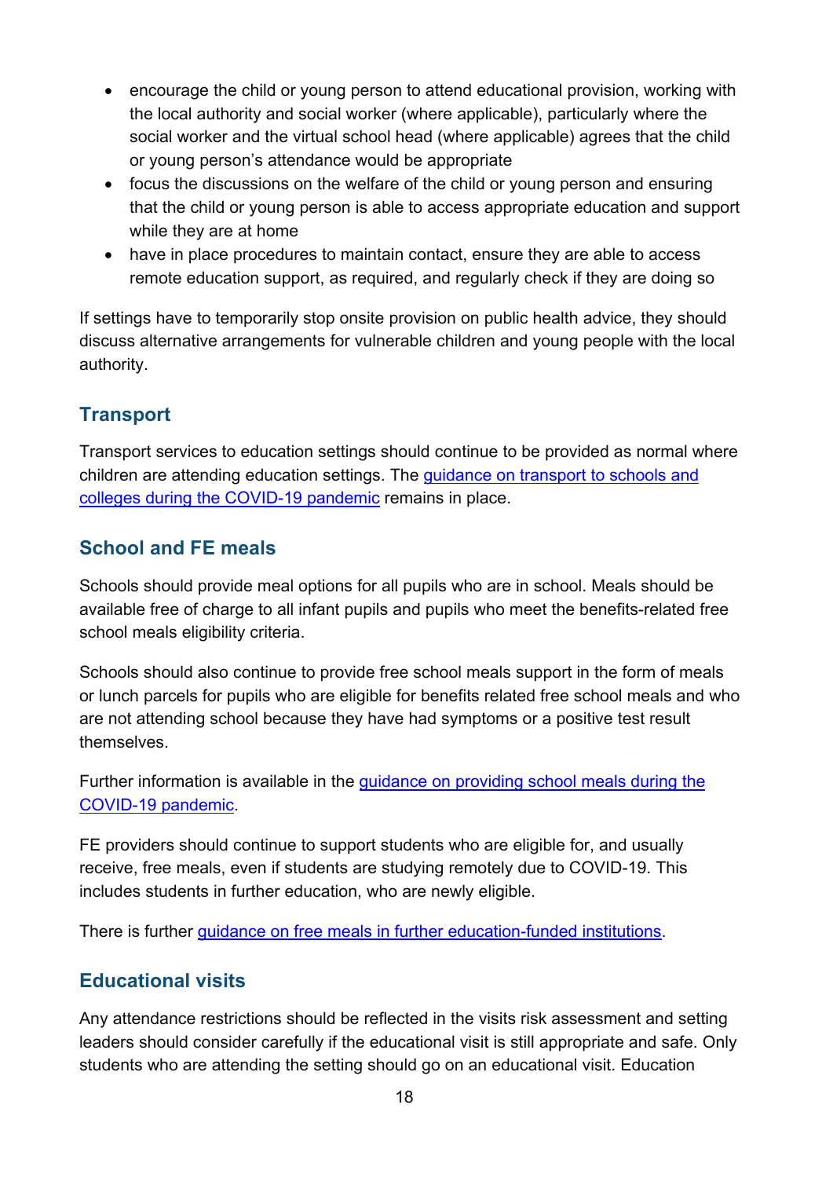- encourage the child or young person to attend educational provision, working with the local authority and social worker (where applicable), particularly where the social worker and the virtual school head (where applicable) agrees that the child or young person's attendance would be appropriate
- focus the discussions on the welfare of the child or young person and ensuring that the child or young person is able to access appropriate education and support while they are at home
- have in place procedures to maintain contact, ensure they are able to access remote education support, as required, and regularly check if they are doing so

If settings have to temporarily stop onsite provision on public health advice, they should discuss alternative arrangements for vulnerable children and young people with the local authority.

## Transport

Transport services to education settings should continue to be provided as normal where children are attending education settings. The [guidance on transport to schools and colleges during the COVID-19 pandemic](https://www.gov.uk) remains in place.

## School and FE meals

Schools should provide meal options for all pupils who are in school. Meals should be available free of charge to all infant pupils and pupils who meet the benefits-related free school meals eligibility criteria.

Schools should also continue to provide free school meals support in the form of meals or lunch parcels for pupils who are eligible for benefits related free school meals and who are not attending school because they have had symptoms or a positive test result themselves.

Further information is available in the [guidance on providing school meals during the COVID-19 pandemic](https://www.gov.uk).

FE providers should continue to support students who are eligible for, and usually receive, free meals, even if students are studying remotely due to COVID-19. This includes students in further education, who are newly eligible.

There is further [guidance on free meals in further education-funded institutions](https://www.gov.uk).

## Educational visits

Any attendance restrictions should be reflected in the visits risk assessment and setting leaders should consider carefully if the educational visit is still appropriate and safe. Only students who are attending the setting should go on an educational visit. Education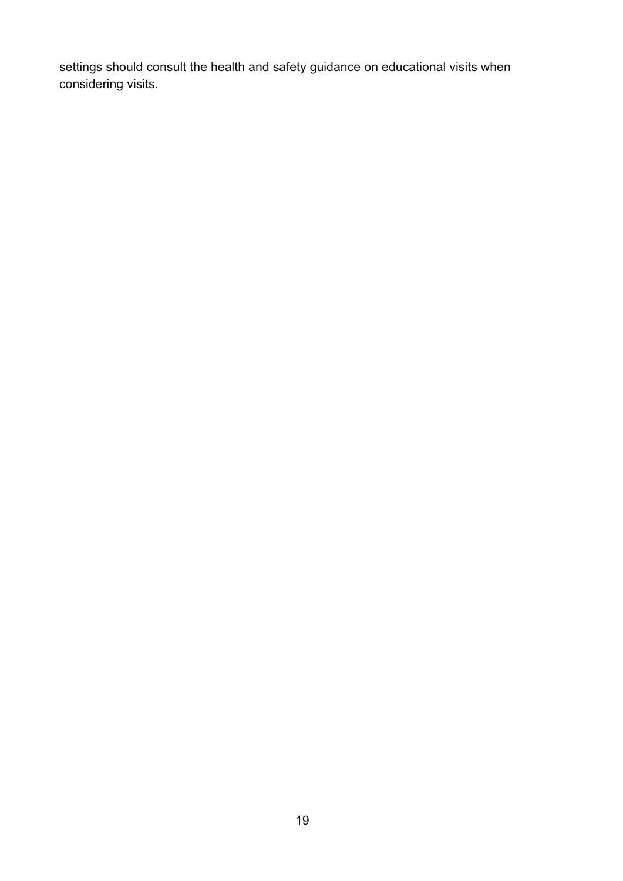settings should consult the health and safety guidance on educational visits when considering visits.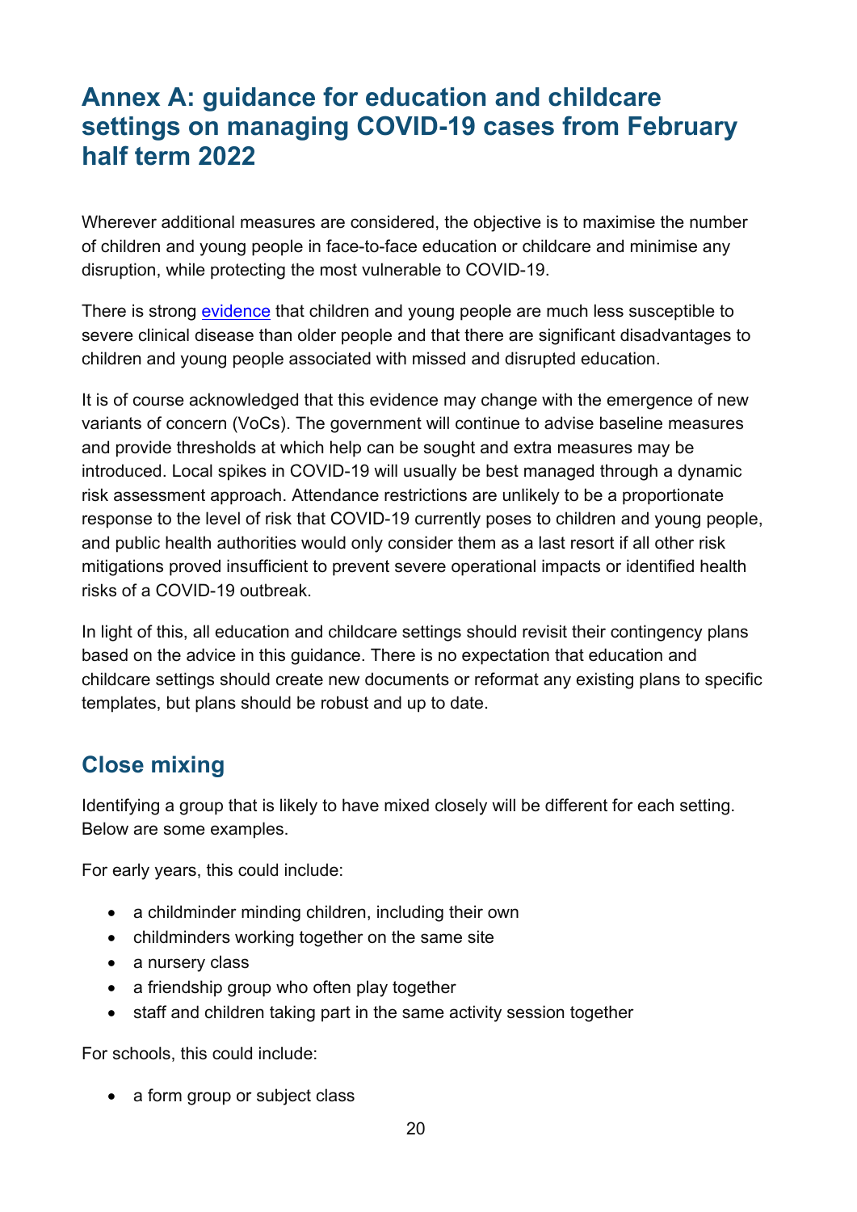# Annex A: guidance for education and childcare settings on managing COVID-19 cases from February half term 2022

Wherever additional measures are considered, the objective is to maximise the number of children and young people in face-to-face education or childcare and minimise any disruption, while protecting the most vulnerable to COVID-19.

There is strong evidence that children and young people are much less susceptible to severe clinical disease than older people and that there are significant disadvantages to children and young people associated with missed and disrupted education.

It is of course acknowledged that this evidence may change with the emergence of new variants of concern (VoCs). The government will continue to advise baseline measures and provide thresholds at which help can be sought and extra measures may be introduced. Local spikes in COVID-19 will usually be best managed through a dynamic risk assessment approach. Attendance restrictions are unlikely to be a proportionate response to the level of risk that COVID-19 currently poses to children and young people, and public health authorities would only consider them as a last resort if all other risk mitigations proved insufficient to prevent severe operational impacts or identified health risks of a COVID-19 outbreak.

In light of this, all education and childcare settings should revisit their contingency plans based on the advice in this guidance. There is no expectation that education and childcare settings should create new documents or reformat any existing plans to specific templates, but plans should be robust and up to date.

## Close mixing

Identifying a group that is likely to have mixed closely will be different for each setting. Below are some examples.

For early years, this could include:

- a childminder minding children, including their own
- childminders working together on the same site
- a nursery class
- a friendship group who often play together
- staff and children taking part in the same activity session together

For schools, this could include:

- a form group or subject class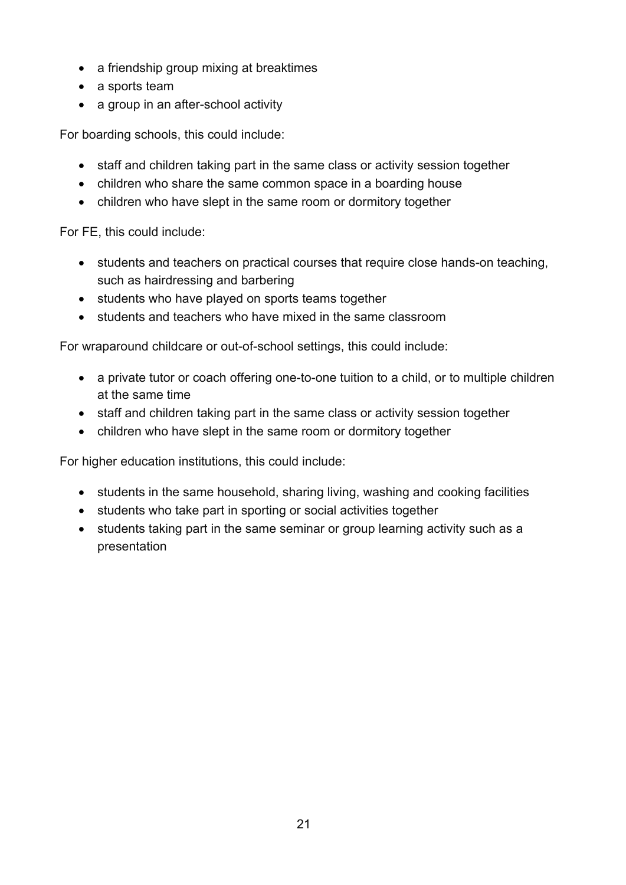- a friendship group mixing at breaktimes
- a sports team
- a group in an after-school activity

For boarding schools, this could include:

- staff and children taking part in the same class or activity session together
- children who share the same common space in a boarding house
- children who have slept in the same room or dormitory together

For FE, this could include:

- students and teachers on practical courses that require close hands-on teaching, such as hairdressing and barbering
- students who have played on sports teams together
- students and teachers who have mixed in the same classroom

For wraparound childcare or out-of-school settings, this could include:

- a private tutor or coach offering one-to-one tuition to a child, or to multiple children at the same time
- staff and children taking part in the same class or activity session together
- children who have slept in the same room or dormitory together

For higher education institutions, this could include:

- students in the same household, sharing living, washing and cooking facilities
- students who take part in sporting or social activities together
- students taking part in the same seminar or group learning activity such as a presentation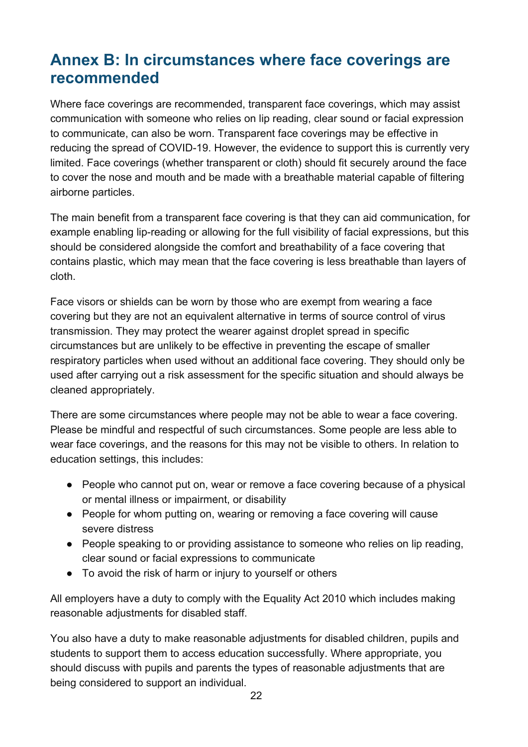## Annex B: In circumstances where face coverings are recommended

Where face coverings are recommended, transparent face coverings, which may assist communication with someone who relies on lip reading, clear sound or facial expression to communicate, can also be worn. Transparent face coverings may be effective in reducing the spread of COVID-19. However, the evidence to support this is currently very limited. Face coverings (whether transparent or cloth) should fit securely around the face to cover the nose and mouth and be made with a breathable material capable of filtering airborne particles.

The main benefit from a transparent face covering is that they can aid communication, for example enabling lip-reading or allowing for the full visibility of facial expressions, but this should be considered alongside the comfort and breathability of a face covering that contains plastic, which may mean that the face covering is less breathable than layers of cloth.

Face visors or shields can be worn by those who are exempt from wearing a face covering but they are not an equivalent alternative in terms of source control of virus transmission. They may protect the wearer against droplet spread in specific circumstances but are unlikely to be effective in preventing the escape of smaller respiratory particles when used without an additional face covering. They should only be used after carrying out a risk assessment for the specific situation and should always be cleaned appropriately.

There are some circumstances where people may not be able to wear a face covering. Please be mindful and respectful of such circumstances. Some people are less able to wear face coverings, and the reasons for this may not be visible to others. In relation to education settings, this includes:

- People who cannot put on, wear or remove a face covering because of a physical or mental illness or impairment, or disability
- People for whom putting on, wearing or removing a face covering will cause severe distress
- People speaking to or providing assistance to someone who relies on lip reading, clear sound or facial expressions to communicate
- To avoid the risk of harm or injury to yourself or others

All employers have a duty to comply with the Equality Act 2010 which includes making reasonable adjustments for disabled staff.

You also have a duty to make reasonable adjustments for disabled children, pupils and students to support them to access education successfully. Where appropriate, you should discuss with pupils and parents the types of reasonable adjustments that are being considered to support an individual.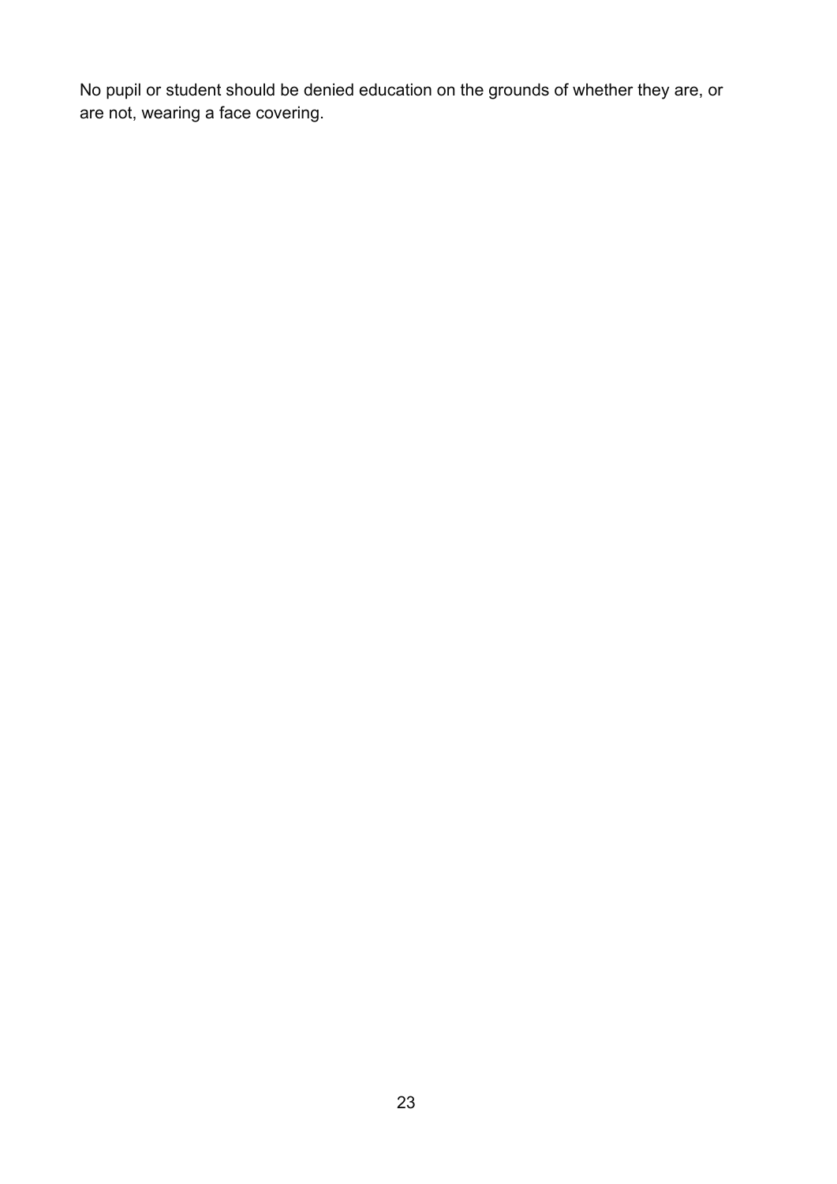No pupil or student should be denied education on the grounds of whether they are, or are not, wearing a face covering.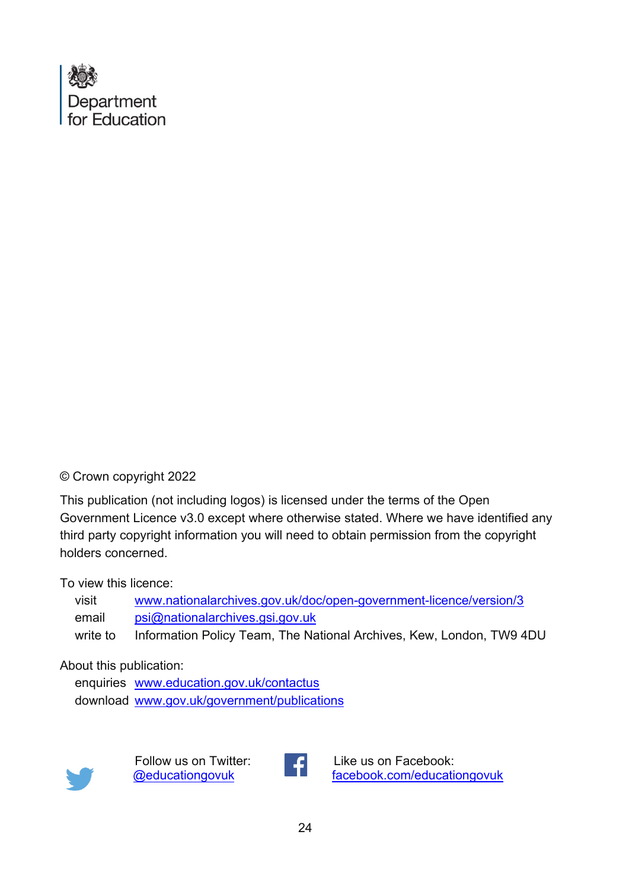Department for Education

© Crown copyright 2022

This publication (not including logos) is licensed under the terms of the Open Government Licence v3.0 except where otherwise stated. Where we have identified any third party copyright information you will need to obtain permission from the copyright holders concerned.

To view this licence:

visit www.nationalarchives.gov.uk/doc/open-government-licence/version/3
email psi@nationalarchives.gsi.gov.uk
write to Information Policy Team, The National Archives, Kew, London, TW9 4DU

About this publication:

enquiries www.education.gov.uk/contactus
download www.gov.uk/government/publications

Follow us on Twitter: @educationgovuk

Like us on Facebook: facebook.com/educationgovuk